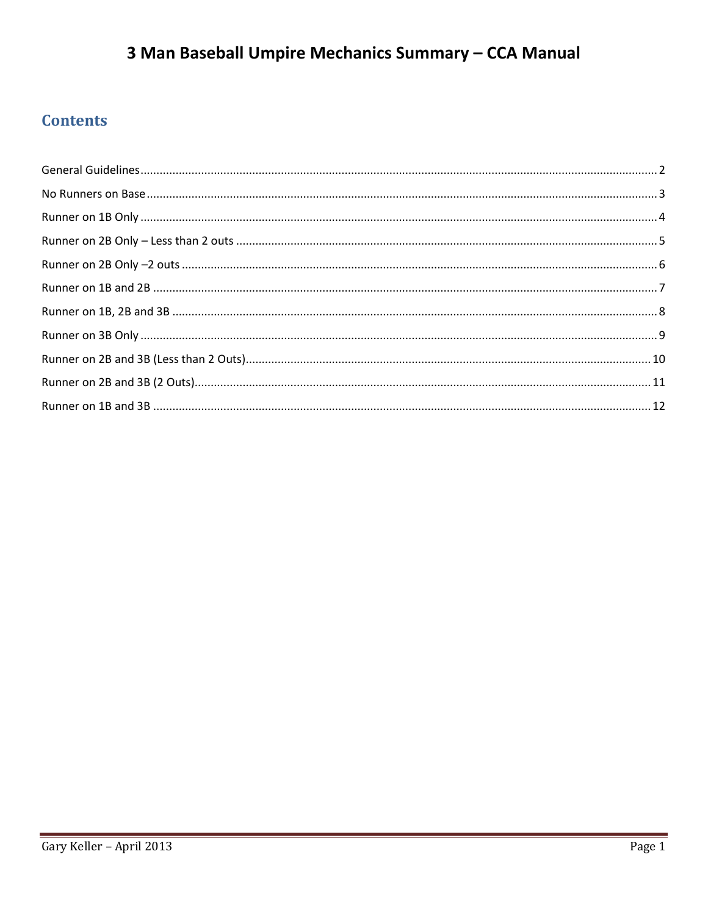# 3 Man Baseball Umpire Mechanics Summary – CCA Manual

## Contents

General Guidelines ........................................................ 2
No Runners on Base ........................................................ 3
Runner on 1B Only ........................................................ 4
Runner on 2B Only – Less than 2 outs ........................................................ 5
Runner on 2B Only –2 outs ........................................................ 6
Runner on 1B and 2B ........................................................ 7
Runner on 1B, 2B and 3B ........................................................ 8
Runner on 3B Only ........................................................ 9
Runner on 2B and 3B (Less than 2 Outs) ........................................................ 10
Runner on 2B and 3B (2 Outs) ........................................................ 11
Runner on 1B and 3B ........................................................ 12

Gary Keller – April 2013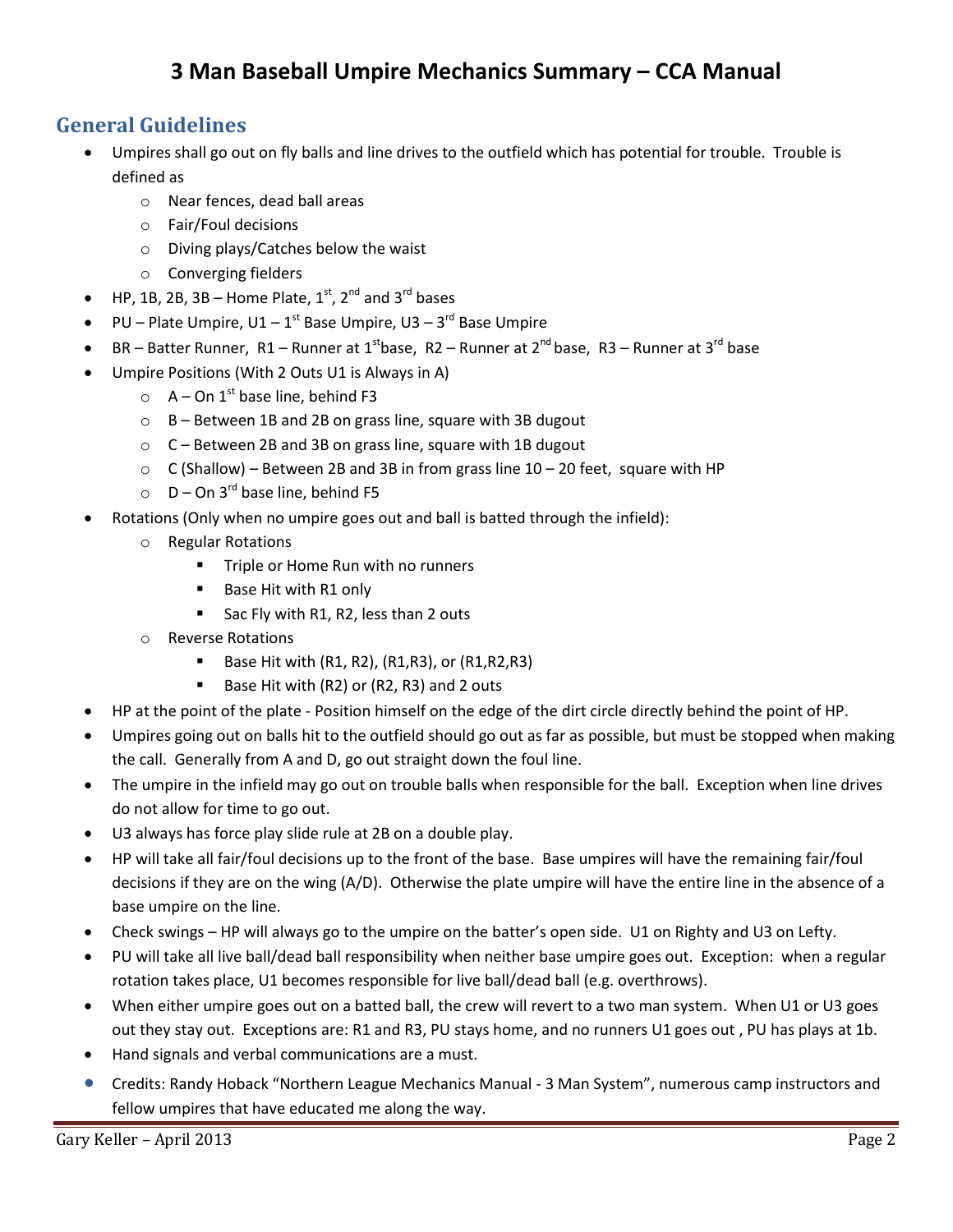# 3 Man Baseball Umpire Mechanics Summary – CCA Manual

## General Guidelines

- Umpires shall go out on fly balls and line drives to the outfield which has potential for trouble. Trouble is defined as
  - Near fences, dead ball areas
  - Fair/Foul decisions
  - Diving plays/Catches below the waist
  - Converging fielders
- HP, 1B, 2B, 3B – Home Plate, 1st, 2nd and 3rd bases
- PU – Plate Umpire, U1 – 1st Base Umpire, U3 – 3rd Base Umpire
- BR – Batter Runner, R1 – Runner at 1st base, R2 – Runner at 2nd base, R3 – Runner at 3rd base
- Umpire Positions (With 2 Outs U1 is Always in A)
  - A – On 1st base line, behind F3
  - B – Between 1B and 2B on grass line, square with 3B dugout
  - C – Between 2B and 3B on grass line, square with 1B dugout
  - C (Shallow) – Between 2B and 3B in from grass line 10 – 20 feet, square with HP
  - D – On 3rd base line, behind F5
- Rotations (Only when no umpire goes out and ball is batted through the infield):
  - Regular Rotations
    - Triple or Home Run with no runners
    - Base Hit with R1 only
    - Sac Fly with R1, R2, less than 2 outs
  - Reverse Rotations
    - Base Hit with (R1, R2), (R1,R3), or (R1,R2,R3)
    - Base Hit with (R2) or (R2, R3) and 2 outs
- HP at the point of the plate - Position himself on the edge of the dirt circle directly behind the point of HP.
- Umpires going out on balls hit to the outfield should go out as far as possible, but must be stopped when making the call. Generally from A and D, go out straight down the foul line.
- The umpire in the infield may go out on trouble balls when responsible for the ball. Exception when line drives do not allow for time to go out.
- U3 always has force play slide rule at 2B on a double play.
- HP will take all fair/foul decisions up to the front of the base. Base umpires will have the remaining fair/foul decisions if they are on the wing (A/D). Otherwise the plate umpire will have the entire line in the absence of a base umpire on the line.
- Check swings – HP will always go to the umpire on the batter's open side. U1 on Righty and U3 on Lefty.
- PU will take all live ball/dead ball responsibility when neither base umpire goes out. Exception: when a regular rotation takes place, U1 becomes responsible for live ball/dead ball (e.g. overthrows).
- When either umpire goes out on a batted ball, the crew will revert to a two man system. When U1 or U3 goes out they stay out. Exceptions are: R1 and R3, PU stays home, and no runners U1 goes out , PU has plays at 1b.
- Hand signals and verbal communications are a must.
- Credits: Randy Hoback "Northern League Mechanics Manual - 3 Man System", numerous camp instructors and fellow umpires that have educated me along the way.

Gary Keller – April 2013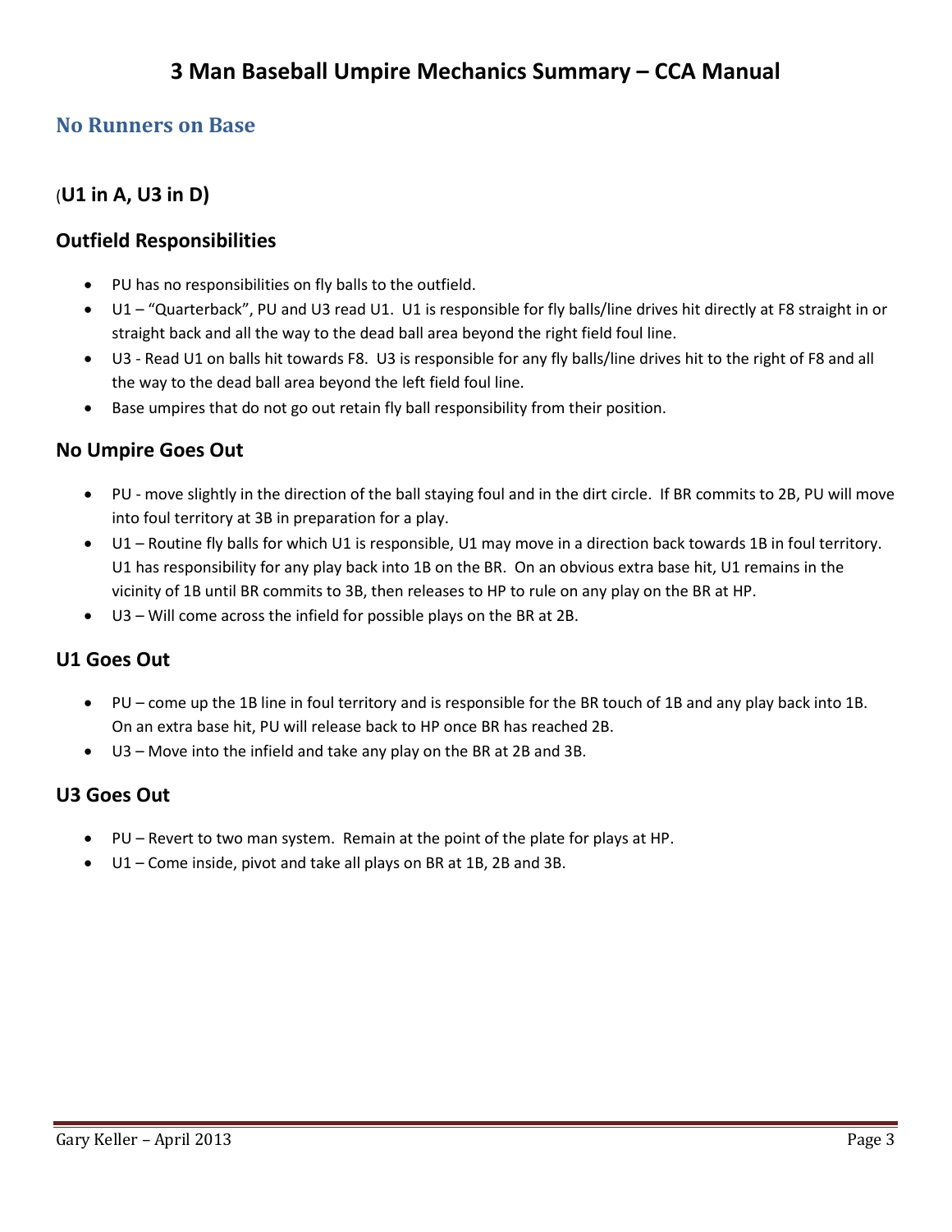# 3 Man Baseball Umpire Mechanics Summary – CCA Manual

## No Runners on Base

### (U1 in A, U3 in D)

### Outfield Responsibilities

- PU has no responsibilities on fly balls to the outfield.
- U1 – "Quarterback", PU and U3 read U1. U1 is responsible for fly balls/line drives hit directly at F8 straight in or straight back and all the way to the dead ball area beyond the right field foul line.
- U3 - Read U1 on balls hit towards F8. U3 is responsible for any fly balls/line drives hit to the right of F8 and all the way to the dead ball area beyond the left field foul line.
- Base umpires that do not go out retain fly ball responsibility from their position.

### No Umpire Goes Out

- PU - move slightly in the direction of the ball staying foul and in the dirt circle. If BR commits to 2B, PU will move into foul territory at 3B in preparation for a play.
- U1 – Routine fly balls for which U1 is responsible, U1 may move in a direction back towards 1B in foul territory. U1 has responsibility for any play back into 1B on the BR. On an obvious extra base hit, U1 remains in the vicinity of 1B until BR commits to 3B, then releases to HP to rule on any play on the BR at HP.
- U3 – Will come across the infield for possible plays on the BR at 2B.

### U1 Goes Out

- PU – come up the 1B line in foul territory and is responsible for the BR touch of 1B and any play back into 1B. On an extra base hit, PU will release back to HP once BR has reached 2B.
- U3 – Move into the infield and take any play on the BR at 2B and 3B.

### U3 Goes Out

- PU – Revert to two man system. Remain at the point of the plate for plays at HP.
- U1 – Come inside, pivot and take all plays on BR at 1B, 2B and 3B.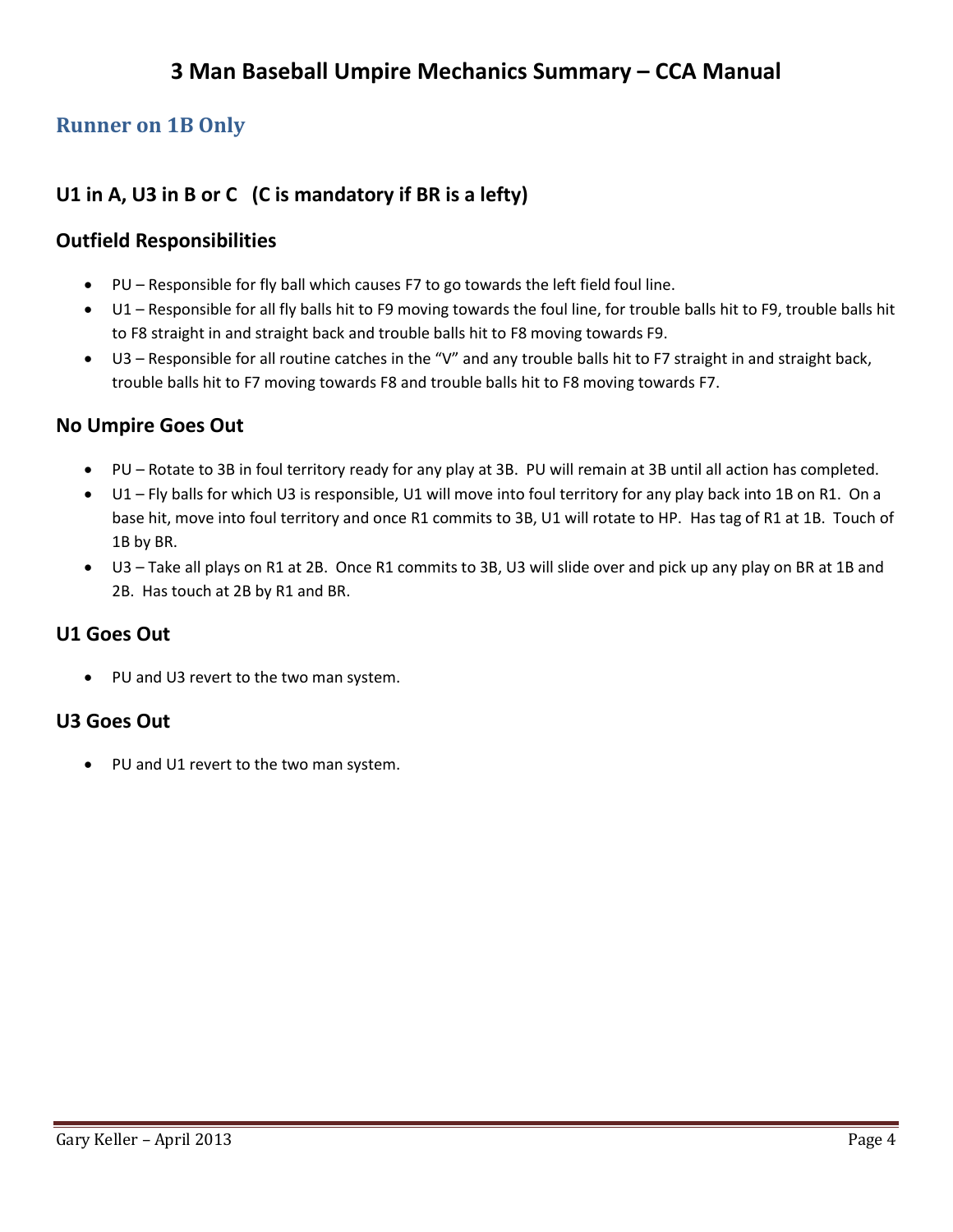# 3 Man Baseball Umpire Mechanics Summary – CCA Manual

## Runner on 1B Only

### U1 in A, U3 in B or C (C is mandatory if BR is a lefty)

### Outfield Responsibilities

- PU – Responsible for fly ball which causes F7 to go towards the left field foul line.
- U1 – Responsible for all fly balls hit to F9 moving towards the foul line, for trouble balls hit to F9, trouble balls hit to F8 straight in and straight back and trouble balls hit to F8 moving towards F9.
- U3 – Responsible for all routine catches in the "V" and any trouble balls hit to F7 straight in and straight back, trouble balls hit to F7 moving towards F8 and trouble balls hit to F8 moving towards F7.

### No Umpire Goes Out

- PU – Rotate to 3B in foul territory ready for any play at 3B. PU will remain at 3B until all action has completed.
- U1 – Fly balls for which U3 is responsible, U1 will move into foul territory for any play back into 1B on R1. On a base hit, move into foul territory and once R1 commits to 3B, U1 will rotate to HP. Has tag of R1 at 1B. Touch of 1B by BR.
- U3 – Take all plays on R1 at 2B. Once R1 commits to 3B, U3 will slide over and pick up any play on BR at 1B and 2B. Has touch at 2B by R1 and BR.

### U1 Goes Out

- PU and U3 revert to the two man system.

### U3 Goes Out

- PU and U1 revert to the two man system.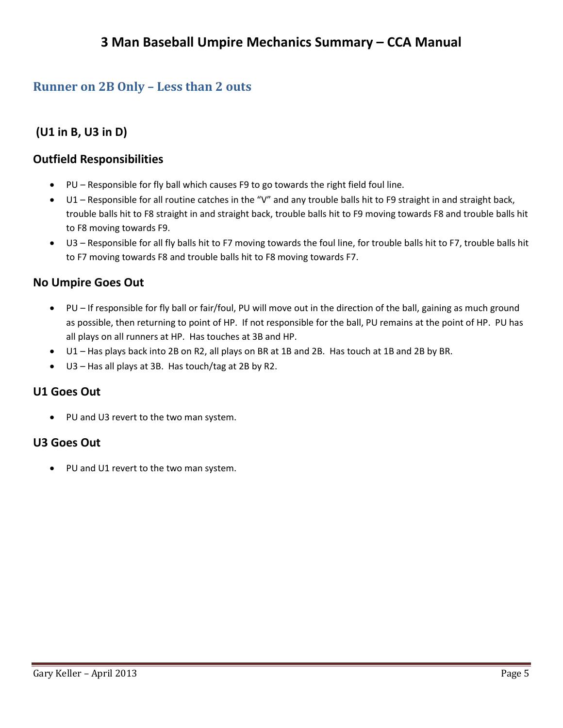# 3 Man Baseball Umpire Mechanics Summary – CCA Manual

## Runner on 2B Only – Less than 2 outs

### (U1 in B, U3 in D)

### Outfield Responsibilities

- PU – Responsible for fly ball which causes F9 to go towards the right field foul line.
- U1 – Responsible for all routine catches in the "V" and any trouble balls hit to F9 straight in and straight back, trouble balls hit to F8 straight in and straight back, trouble balls hit to F9 moving towards F8 and trouble balls hit to F8 moving towards F9.
- U3 – Responsible for all fly balls hit to F7 moving towards the foul line, for trouble balls hit to F7, trouble balls hit to F7 moving towards F8 and trouble balls hit to F8 moving towards F7.

### No Umpire Goes Out

- PU – If responsible for fly ball or fair/foul, PU will move out in the direction of the ball, gaining as much ground as possible, then returning to point of HP. If not responsible for the ball, PU remains at the point of HP. PU has all plays on all runners at HP. Has touches at 3B and HP.
- U1 – Has plays back into 2B on R2, all plays on BR at 1B and 2B. Has touch at 1B and 2B by BR.
- U3 – Has all plays at 3B. Has touch/tag at 2B by R2.

### U1 Goes Out

- PU and U3 revert to the two man system.

### U3 Goes Out

- PU and U1 revert to the two man system.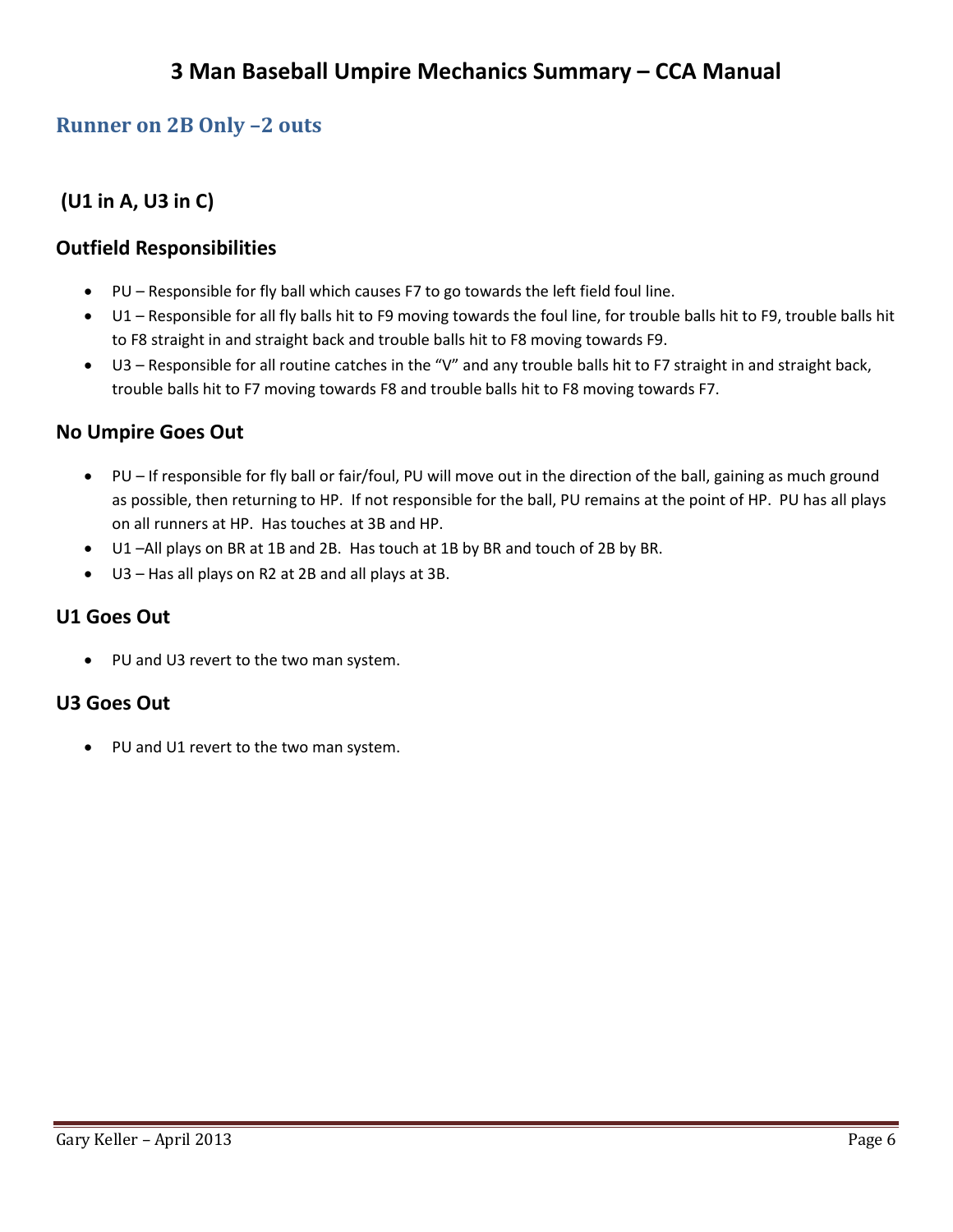# 3 Man Baseball Umpire Mechanics Summary – CCA Manual

## Runner on 2B Only –2 outs

### (U1 in A, U3 in C)

### Outfield Responsibilities

- PU – Responsible for fly ball which causes F7 to go towards the left field foul line.
- U1 – Responsible for all fly balls hit to F9 moving towards the foul line, for trouble balls hit to F9, trouble balls hit to F8 straight in and straight back and trouble balls hit to F8 moving towards F9.
- U3 – Responsible for all routine catches in the "V" and any trouble balls hit to F7 straight in and straight back, trouble balls hit to F7 moving towards F8 and trouble balls hit to F8 moving towards F7.

### No Umpire Goes Out

- PU – If responsible for fly ball or fair/foul, PU will move out in the direction of the ball, gaining as much ground as possible, then returning to HP. If not responsible for the ball, PU remains at the point of HP. PU has all plays on all runners at HP. Has touches at 3B and HP.
- U1 –All plays on BR at 1B and 2B. Has touch at 1B by BR and touch of 2B by BR.
- U3 – Has all plays on R2 at 2B and all plays at 3B.

### U1 Goes Out

- PU and U3 revert to the two man system.

### U3 Goes Out

- PU and U1 revert to the two man system.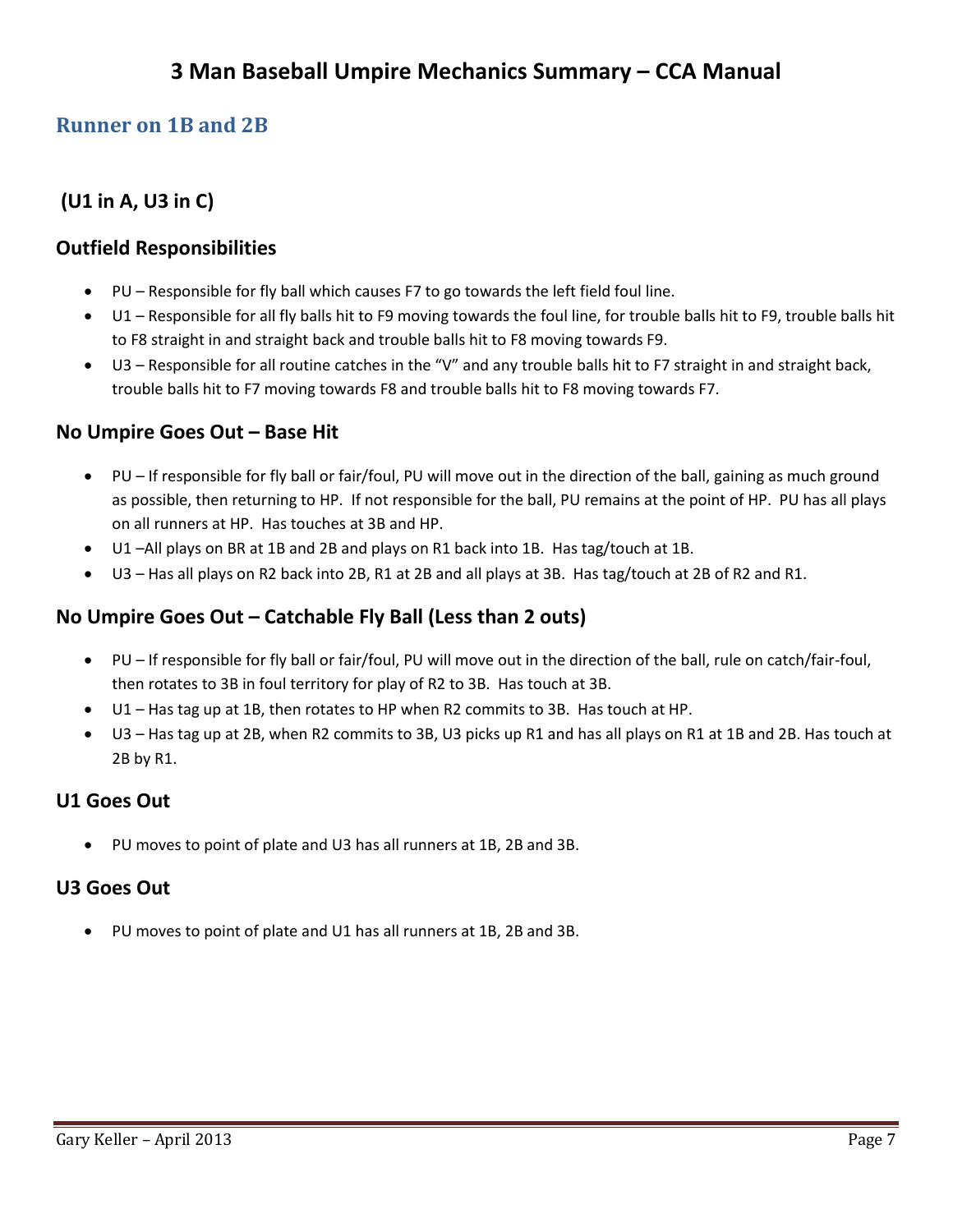# 3 Man Baseball Umpire Mechanics Summary – CCA Manual

## Runner on 1B and 2B

### (U1 in A, U3 in C)

### Outfield Responsibilities

- PU – Responsible for fly ball which causes F7 to go towards the left field foul line.
- U1 – Responsible for all fly balls hit to F9 moving towards the foul line, for trouble balls hit to F9, trouble balls hit to F8 straight in and straight back and trouble balls hit to F8 moving towards F9.
- U3 – Responsible for all routine catches in the "V" and any trouble balls hit to F7 straight in and straight back, trouble balls hit to F7 moving towards F8 and trouble balls hit to F8 moving towards F7.

### No Umpire Goes Out – Base Hit

- PU – If responsible for fly ball or fair/foul, PU will move out in the direction of the ball, gaining as much ground as possible, then returning to HP. If not responsible for the ball, PU remains at the point of HP. PU has all plays on all runners at HP. Has touches at 3B and HP.
- U1 –All plays on BR at 1B and 2B and plays on R1 back into 1B. Has tag/touch at 1B.
- U3 – Has all plays on R2 back into 2B, R1 at 2B and all plays at 3B. Has tag/touch at 2B of R2 and R1.

### No Umpire Goes Out – Catchable Fly Ball (Less than 2 outs)

- PU – If responsible for fly ball or fair/foul, PU will move out in the direction of the ball, rule on catch/fair-foul, then rotates to 3B in foul territory for play of R2 to 3B. Has touch at 3B.
- U1 – Has tag up at 1B, then rotates to HP when R2 commits to 3B. Has touch at HP.
- U3 – Has tag up at 2B, when R2 commits to 3B, U3 picks up R1 and has all plays on R1 at 1B and 2B. Has touch at 2B by R1.

### U1 Goes Out

- PU moves to point of plate and U3 has all runners at 1B, 2B and 3B.

### U3 Goes Out

- PU moves to point of plate and U1 has all runners at 1B, 2B and 3B.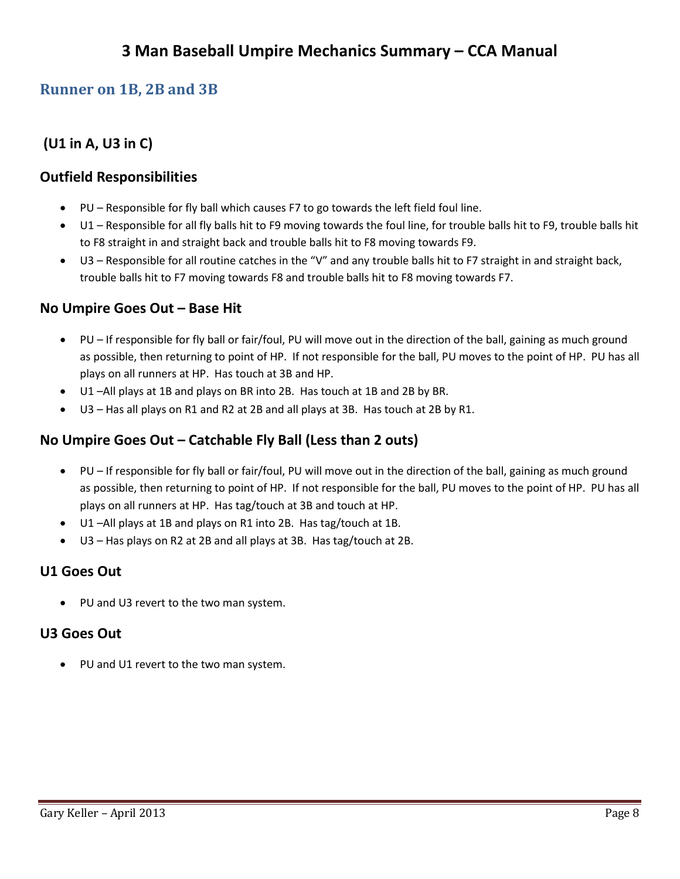# 3 Man Baseball Umpire Mechanics Summary – CCA Manual

## Runner on 1B, 2B and 3B

### (U1 in A, U3 in C)

### Outfield Responsibilities

- PU – Responsible for fly ball which causes F7 to go towards the left field foul line.
- U1 – Responsible for all fly balls hit to F9 moving towards the foul line, for trouble balls hit to F9, trouble balls hit to F8 straight in and straight back and trouble balls hit to F8 moving towards F9.
- U3 – Responsible for all routine catches in the "V" and any trouble balls hit to F7 straight in and straight back, trouble balls hit to F7 moving towards F8 and trouble balls hit to F8 moving towards F7.

### No Umpire Goes Out – Base Hit

- PU – If responsible for fly ball or fair/foul, PU will move out in the direction of the ball, gaining as much ground as possible, then returning to point of HP. If not responsible for the ball, PU moves to the point of HP. PU has all plays on all runners at HP. Has touch at 3B and HP.
- U1 –All plays at 1B and plays on BR into 2B. Has touch at 1B and 2B by BR.
- U3 – Has all plays on R1 and R2 at 2B and all plays at 3B. Has touch at 2B by R1.

### No Umpire Goes Out – Catchable Fly Ball (Less than 2 outs)

- PU – If responsible for fly ball or fair/foul, PU will move out in the direction of the ball, gaining as much ground as possible, then returning to point of HP. If not responsible for the ball, PU moves to the point of HP. PU has all plays on all runners at HP. Has tag/touch at 3B and touch at HP.
- U1 –All plays at 1B and plays on R1 into 2B. Has tag/touch at 1B.
- U3 – Has plays on R2 at 2B and all plays at 3B. Has tag/touch at 2B.

### U1 Goes Out

- PU and U3 revert to the two man system.

### U3 Goes Out

- PU and U1 revert to the two man system.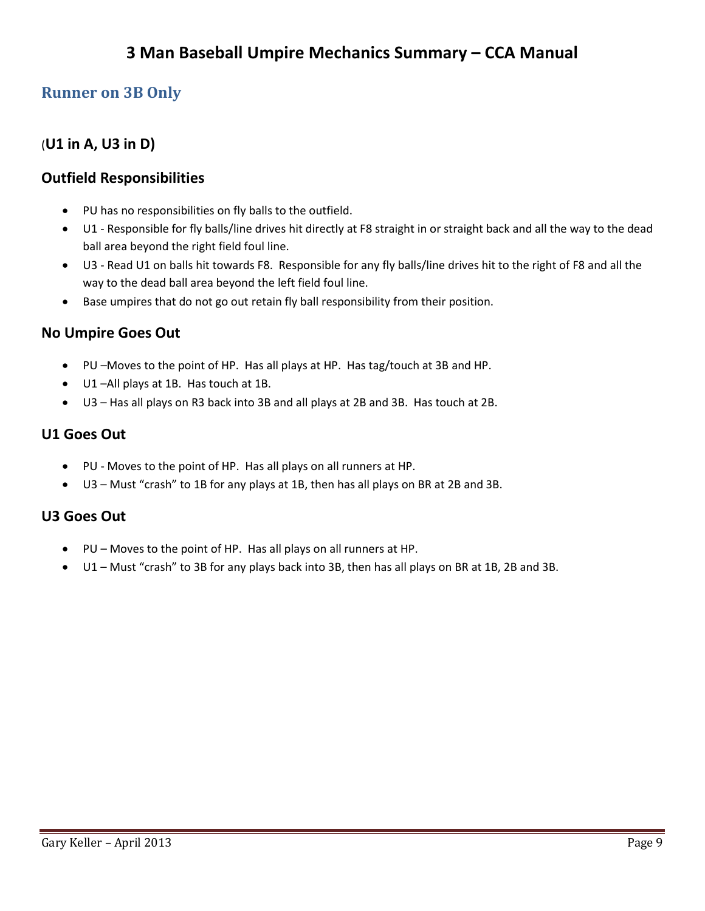# 3 Man Baseball Umpire Mechanics Summary – CCA Manual

## Runner on 3B Only

### (U1 in A, U3 in D)

### Outfield Responsibilities

- PU has no responsibilities on fly balls to the outfield.
- U1 - Responsible for fly balls/line drives hit directly at F8 straight in or straight back and all the way to the dead ball area beyond the right field foul line.
- U3 - Read U1 on balls hit towards F8. Responsible for any fly balls/line drives hit to the right of F8 and all the way to the dead ball area beyond the left field foul line.
- Base umpires that do not go out retain fly ball responsibility from their position.

### No Umpire Goes Out

- PU –Moves to the point of HP. Has all plays at HP. Has tag/touch at 3B and HP.
- U1 –All plays at 1B. Has touch at 1B.
- U3 – Has all plays on R3 back into 3B and all plays at 2B and 3B. Has touch at 2B.

### U1 Goes Out

- PU - Moves to the point of HP. Has all plays on all runners at HP.
- U3 – Must "crash" to 1B for any plays at 1B, then has all plays on BR at 2B and 3B.

### U3 Goes Out

- PU – Moves to the point of HP. Has all plays on all runners at HP.
- U1 – Must "crash" to 3B for any plays back into 3B, then has all plays on BR at 1B, 2B and 3B.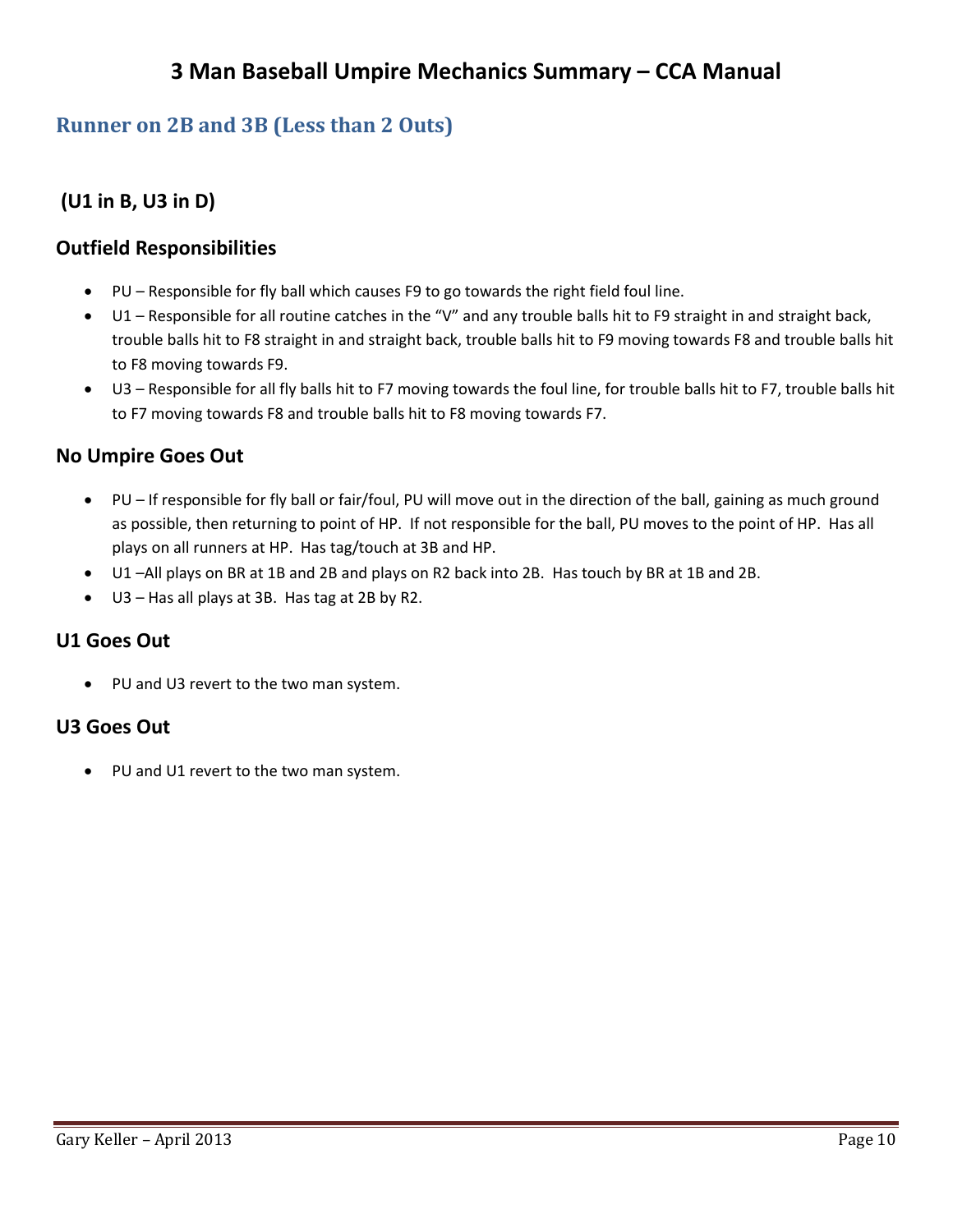# 3 Man Baseball Umpire Mechanics Summary – CCA Manual

## Runner on 2B and 3B (Less than 2 Outs)

### (U1 in B, U3 in D)

### Outfield Responsibilities

- PU – Responsible for fly ball which causes F9 to go towards the right field foul line.
- U1 – Responsible for all routine catches in the "V" and any trouble balls hit to F9 straight in and straight back, trouble balls hit to F8 straight in and straight back, trouble balls hit to F9 moving towards F8 and trouble balls hit to F8 moving towards F9.
- U3 – Responsible for all fly balls hit to F7 moving towards the foul line, for trouble balls hit to F7, trouble balls hit to F7 moving towards F8 and trouble balls hit to F8 moving towards F7.

### No Umpire Goes Out

- PU – If responsible for fly ball or fair/foul, PU will move out in the direction of the ball, gaining as much ground as possible, then returning to point of HP. If not responsible for the ball, PU moves to the point of HP. Has all plays on all runners at HP. Has tag/touch at 3B and HP.
- U1 –All plays on BR at 1B and 2B and plays on R2 back into 2B. Has touch by BR at 1B and 2B.
- U3 – Has all plays at 3B. Has tag at 2B by R2.

### U1 Goes Out

- PU and U3 revert to the two man system.

### U3 Goes Out

- PU and U1 revert to the two man system.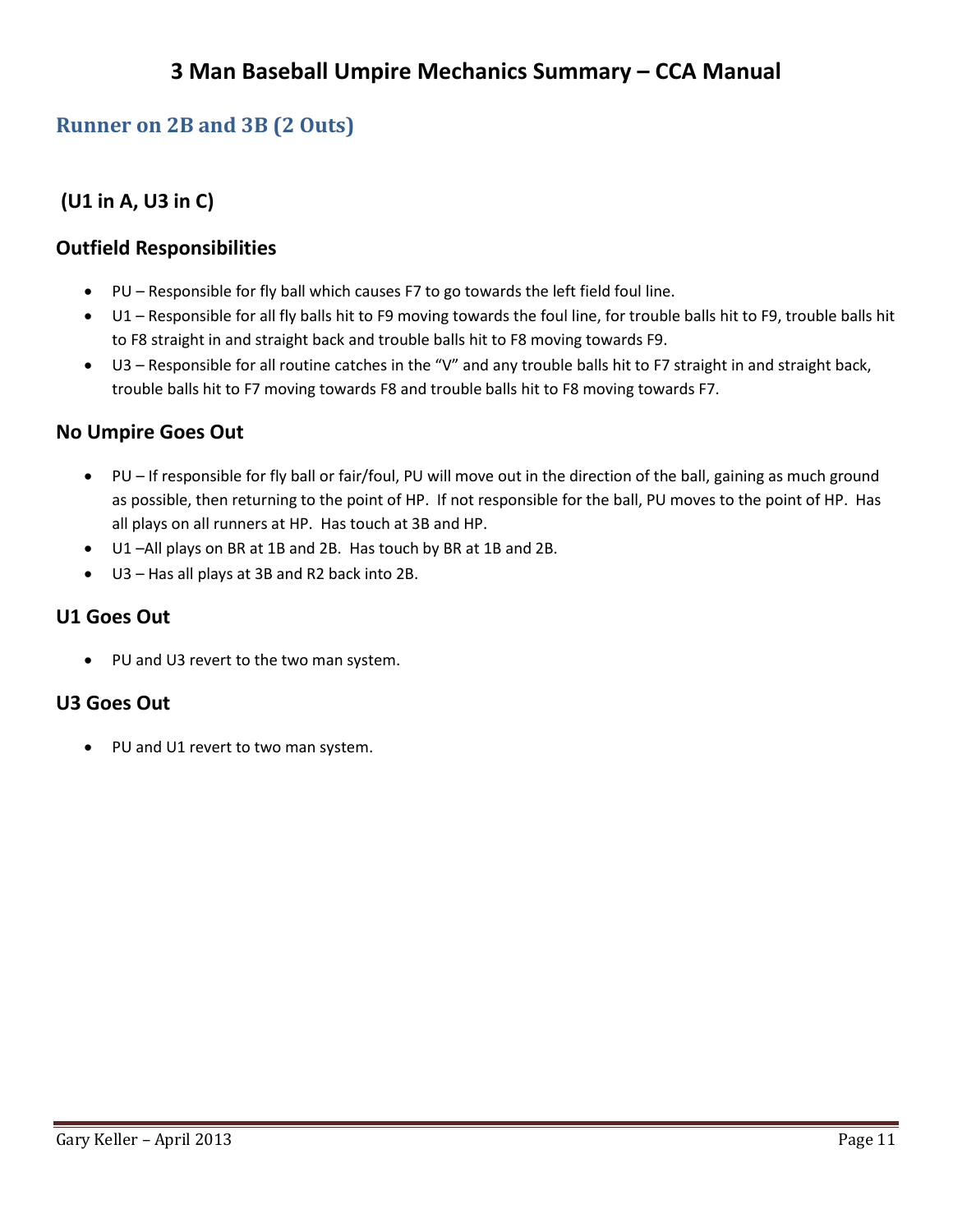# 3 Man Baseball Umpire Mechanics Summary – CCA Manual

## Runner on 2B and 3B (2 Outs)

### (U1 in A, U3 in C)

### Outfield Responsibilities

- PU – Responsible for fly ball which causes F7 to go towards the left field foul line.
- U1 – Responsible for all fly balls hit to F9 moving towards the foul line, for trouble balls hit to F9, trouble balls hit to F8 straight in and straight back and trouble balls hit to F8 moving towards F9.
- U3 – Responsible for all routine catches in the "V" and any trouble balls hit to F7 straight in and straight back, trouble balls hit to F7 moving towards F8 and trouble balls hit to F8 moving towards F7.

### No Umpire Goes Out

- PU – If responsible for fly ball or fair/foul, PU will move out in the direction of the ball, gaining as much ground as possible, then returning to the point of HP. If not responsible for the ball, PU moves to the point of HP. Has all plays on all runners at HP. Has touch at 3B and HP.
- U1 –All plays on BR at 1B and 2B. Has touch by BR at 1B and 2B.
- U3 – Has all plays at 3B and R2 back into 2B.

### U1 Goes Out

- PU and U3 revert to the two man system.

### U3 Goes Out

- PU and U1 revert to two man system.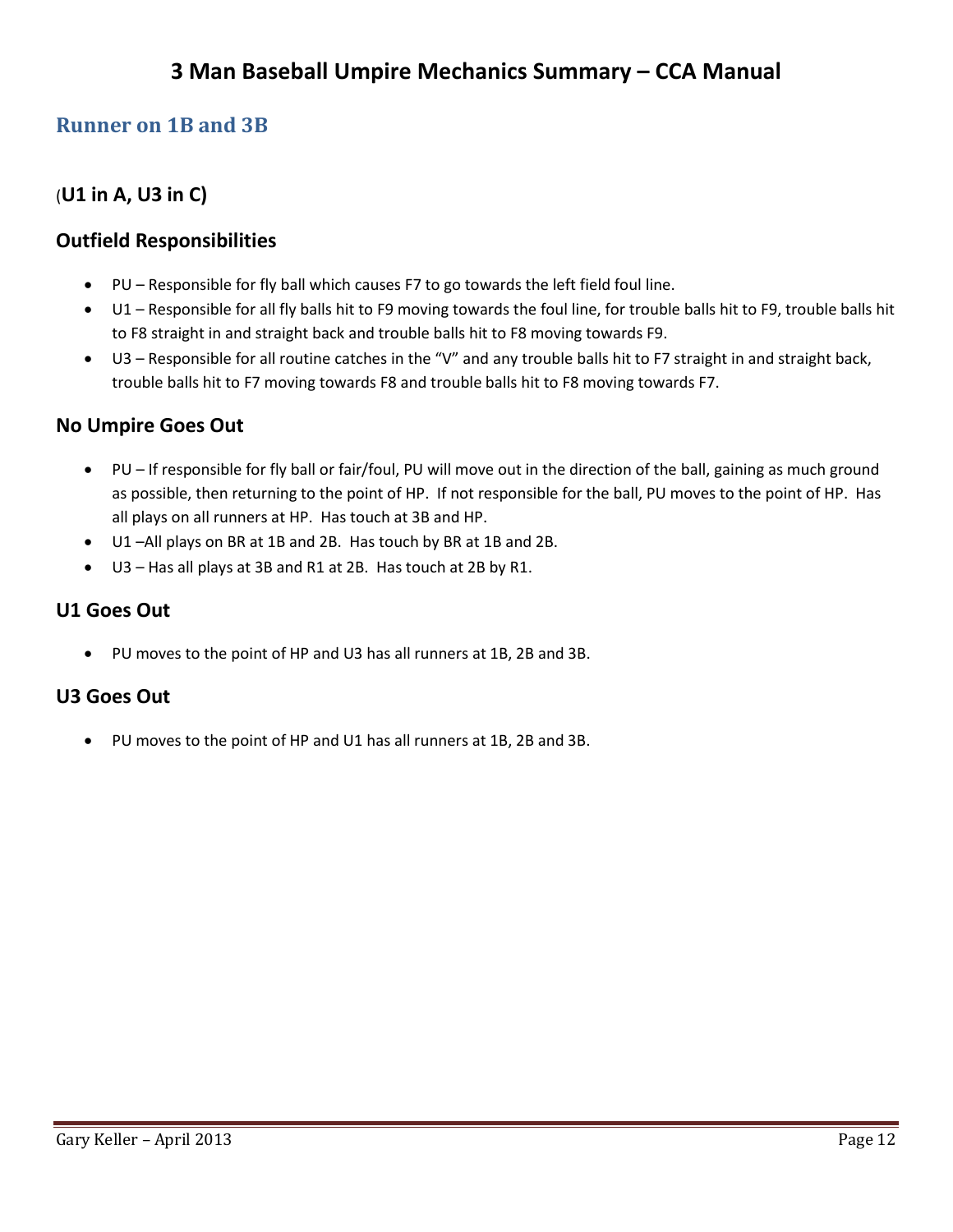# 3 Man Baseball Umpire Mechanics Summary – CCA Manual

## Runner on 1B and 3B

### (U1 in A, U3 in C)

### Outfield Responsibilities

- PU – Responsible for fly ball which causes F7 to go towards the left field foul line.
- U1 – Responsible for all fly balls hit to F9 moving towards the foul line, for trouble balls hit to F9, trouble balls hit to F8 straight in and straight back and trouble balls hit to F8 moving towards F9.
- U3 – Responsible for all routine catches in the "V" and any trouble balls hit to F7 straight in and straight back, trouble balls hit to F7 moving towards F8 and trouble balls hit to F8 moving towards F7.

### No Umpire Goes Out

- PU – If responsible for fly ball or fair/foul, PU will move out in the direction of the ball, gaining as much ground as possible, then returning to the point of HP. If not responsible for the ball, PU moves to the point of HP. Has all plays on all runners at HP. Has touch at 3B and HP.
- U1 –All plays on BR at 1B and 2B. Has touch by BR at 1B and 2B.
- U3 – Has all plays at 3B and R1 at 2B. Has touch at 2B by R1.

### U1 Goes Out

- PU moves to the point of HP and U3 has all runners at 1B, 2B and 3B.

### U3 Goes Out

- PU moves to the point of HP and U1 has all runners at 1B, 2B and 3B.